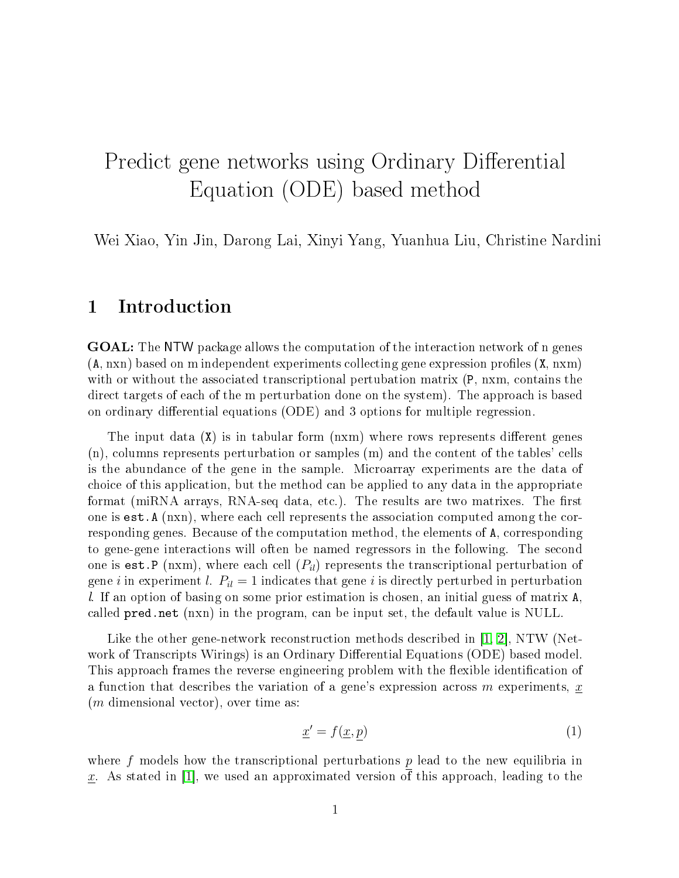# Predict gene networks using Ordinary Differential Equation (ODE) based method

Wei Xiao, Yin Jin, Darong Lai, Xinyi Yang, Yuanhua Liu, Christine Nardini

## 1 Introduction

**GOAL:** The NTW package allows the computation of the interaction network of n genes (`A`, nxn) based on m independent experiments collecting gene expression profiles (`X`, nxm) with or without the associated transcriptional pertubation matrix (`P`, nxm, contains the direct targets of each of the m perturbation done on the system). The approach is based on ordinary differential equations (ODE) and 3 options for multiple regression.

The input data (`X`) is in tabular form (nxm) where rows represents different genes (n), columns represents perturbation or samples (m) and the content of the tables' cells is the abundance of the gene in the sample. Microarray experiments are the data of choice of this application, but the method can be applied to any data in the appropriate format (miRNA arrays, RNA-seq data, etc.). The results are two matrixes. The first one is `est.A` (nxn), where each cell represents the association computed among the corresponding genes. Because of the computation method, the elements of `A`, corresponding to gene-gene interactions will often be named regressors in the following. The second one is `est.P` (nxm), where each cell ($P_{il}$) represents the transcriptional perturbation of gene $i$ in experiment $l$. $P_{il} = 1$ indicates that gene $i$ is directly perturbed in perturbation $l$. If an option of basing on some prior estimation is chosen, an initial guess of matrix `A`, called `pred.net` (nxn) in the program, can be input set, the default value is NULL.

Like the other gene-network reconstruction methods described in [1, 2], NTW (Network of Transcripts Wirings) is an Ordinary Differential Equations (ODE) based model. This approach frames the reverse engineering problem with the flexible identification of a function that describes the variation of a gene's expression across $m$ experiments, $\underline{x}$ ($m$ dimensional vector), over time as:

$$\underline{x}' = f(\underline{x}, \underline{p}) \tag{1}$$

where $f$ models how the transcriptional perturbations $\underline{p}$ lead to the new equilibria in $\underline{x}$. As stated in [1], we used an approximated version of this approach, leading to the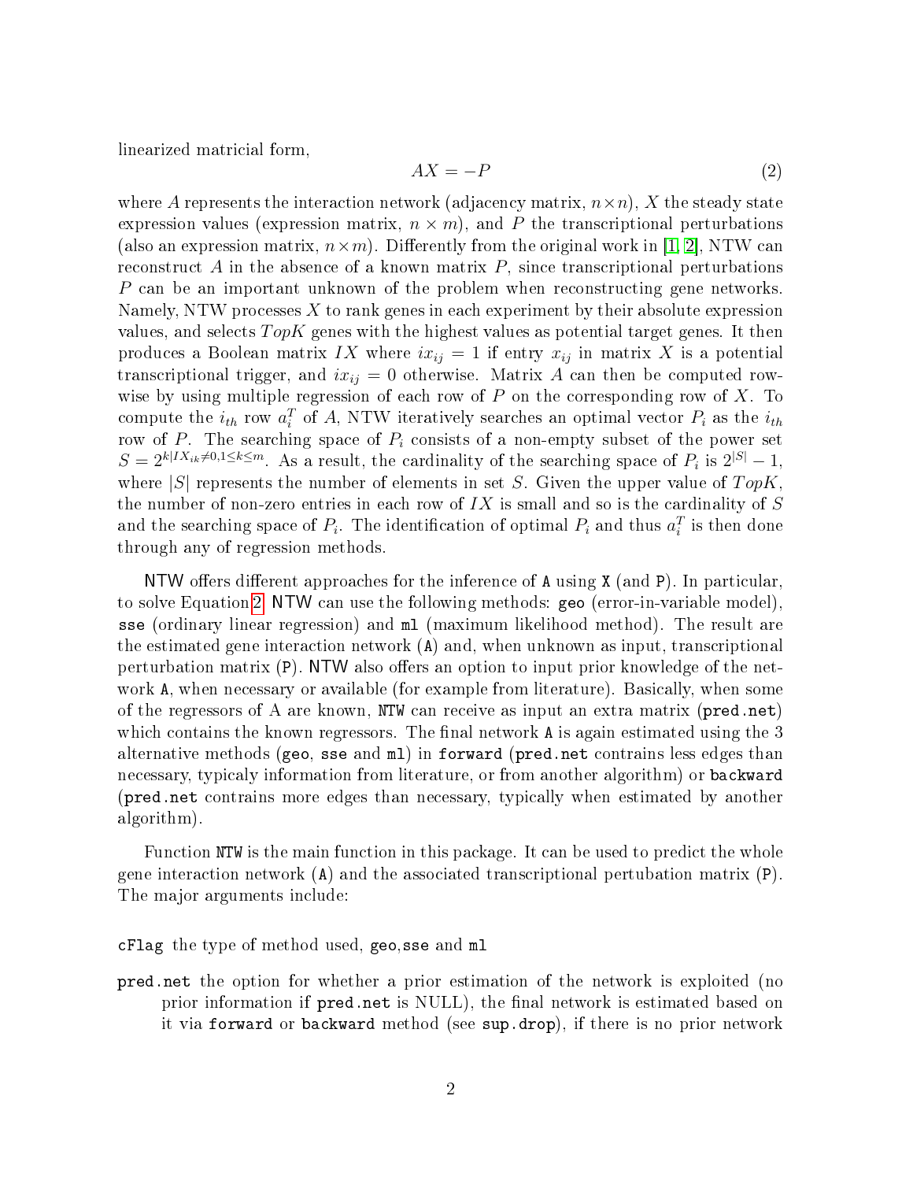linearized matricial form,

$$AX = -P \tag{2}$$

where $A$ represents the interaction network (adjacency matrix, $n \times n$), $X$ the steady state expression values (expression matrix, $n \times m$), and $P$ the transcriptional perturbations (also an expression matrix, $n \times m$). Differently from the original work in [1, 2], NTW can reconstruct $A$ in the absence of a known matrix $P$, since transcriptional perturbations $P$ can be an important unknown of the problem when reconstructing gene networks. Namely, NTW processes $X$ to rank genes in each experiment by their absolute expression values, and selects $TopK$ genes with the highest values as potential target genes. It then produces a Boolean matrix $IX$ where $ix_{ij} = 1$ if entry $x_{ij}$ in matrix $X$ is a potential transcriptional trigger, and $ix_{ij} = 0$ otherwise. Matrix $A$ can then be computed row-wise by using multiple regression of each row of $P$ on the corresponding row of $X$. To compute the $i_{th}$ row $a_i^T$ of $A$, NTW iteratively searches an optimal vector $P_i$ as the $i_{th}$ row of $P$. The searching space of $P_i$ consists of a non-empty subset of the power set $S = 2^{k|IX_{ik} \neq 0, 1 \leq k \leq m}$. As a result, the cardinality of the searching space of $P_i$ is $2^{|S|} - 1$, where $|S|$ represents the number of elements in set $S$. Given the upper value of $TopK$, the number of non-zero entries in each row of $IX$ is small and so is the cardinality of $S$ and the searching space of $P_i$. The identification of optimal $P_i$ and thus $a_i^T$ is then done through any of regression methods.

NTW offers different approaches for the inference of `A` using `X` (and `P`). In particular, to solve Equation 2, NTW can use the following methods: `geo` (error-in-variable model), `sse` (ordinary linear regression) and `ml` (maximum likelihood method). The result are the estimated gene interaction network (`A`) and, when unknown as input, transcriptional perturbation matrix (`P`). NTW also offers an option to input prior knowledge of the network `A`, when necessary or available (for example from literature). Basically, when some of the regressors of A are known, `NTW` can receive as input an extra matrix (`pred.net`) which contains the known regressors. The final network `A` is again estimated using the 3 alternative methods (`geo`, `sse` and `ml`) in `forward` (`pred.net` contrains less edges than necessary, typicaly information from literature, or from another algorithm) or `backward` (`pred.net` contrains more edges than necessary, typically when estimated by another algorithm).

Function `NTW` is the main function in this package. It can be used to predict the whole gene interaction network (`A`) and the associated transcriptional pertubation matrix (`P`). The major arguments include:

`cFlag` the type of method used, `geo`,`sse` and `ml`

`pred.net` the option for whether a prior estimation of the network is exploited (no prior information if `pred.net` is NULL), the final network is estimated based on it via `forward` or `backward` method (see `sup.drop`), if there is no prior network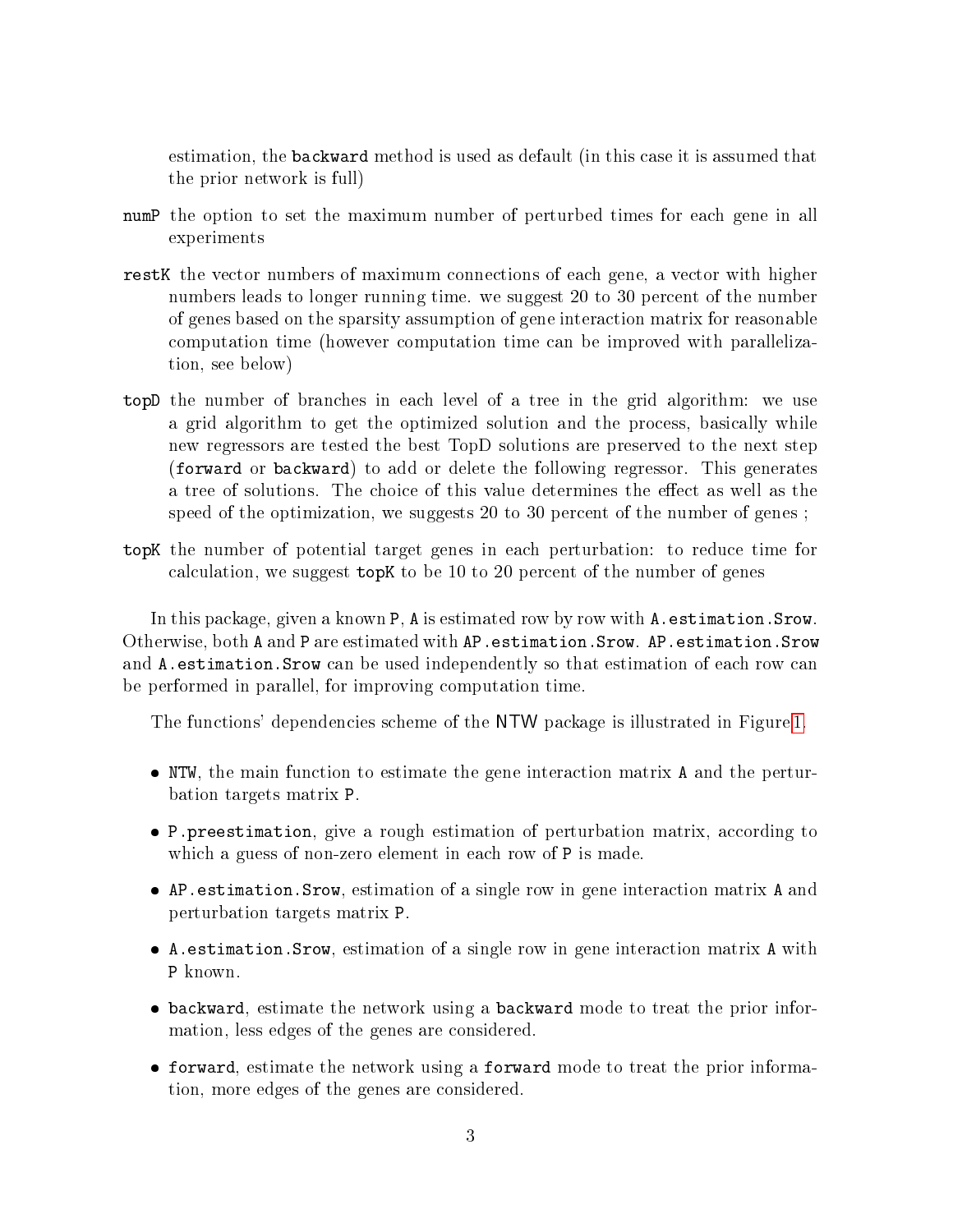estimation, the `backward` method is used as default (in this case it is assumed that the prior network is full)

`numP` the option to set the maximum number of perturbed times for each gene in all experiments

`restK` the vector numbers of maximum connections of each gene, a vector with higher numbers leads to longer running time. we suggest 20 to 30 percent of the number of genes based on the sparsity assumption of gene interaction matrix for reasonable computation time (however computation time can be improved with parallelization, see below)

`topD` the number of branches in each level of a tree in the grid algorithm: we use a grid algorithm to get the optimized solution and the process, basically while new regressors are tested the best TopD solutions are preserved to the next step (`forward` or `backward`) to add or delete the following regressor. This generates a tree of solutions. The choice of this value determines the effect as well as the speed of the optimization, we suggests 20 to 30 percent of the number of genes ;

`topK` the number of potential target genes in each perturbation: to reduce time for calculation, we suggest `topK` to be 10 to 20 percent of the number of genes

In this package, given a known `P`, `A` is estimated row by row with `A.estimation.Srow`. Otherwise, both `A` and `P` are estimated with `AP.estimation.Srow`. `AP.estimation.Srow` and `A.estimation.Srow` can be used independently so that estimation of each row can be performed in parallel, for improving computation time.

The functions' dependencies scheme of the NTW package is illustrated in Figure 1.

- `NTW`, the main function to estimate the gene interaction matrix `A` and the perturbation targets matrix `P`.
- `P.preestimation`, give a rough estimation of perturbation matrix, according to which a guess of non-zero element in each row of `P` is made.
- `AP.estimation.Srow`, estimation of a single row in gene interaction matrix `A` and perturbation targets matrix `P`.
- `A.estimation.Srow`, estimation of a single row in gene interaction matrix `A` with `P` known.
- `backward`, estimate the network using a `backward` mode to treat the prior information, less edges of the genes are considered.
- `forward`, estimate the network using a `forward` mode to treat the prior information, more edges of the genes are considered.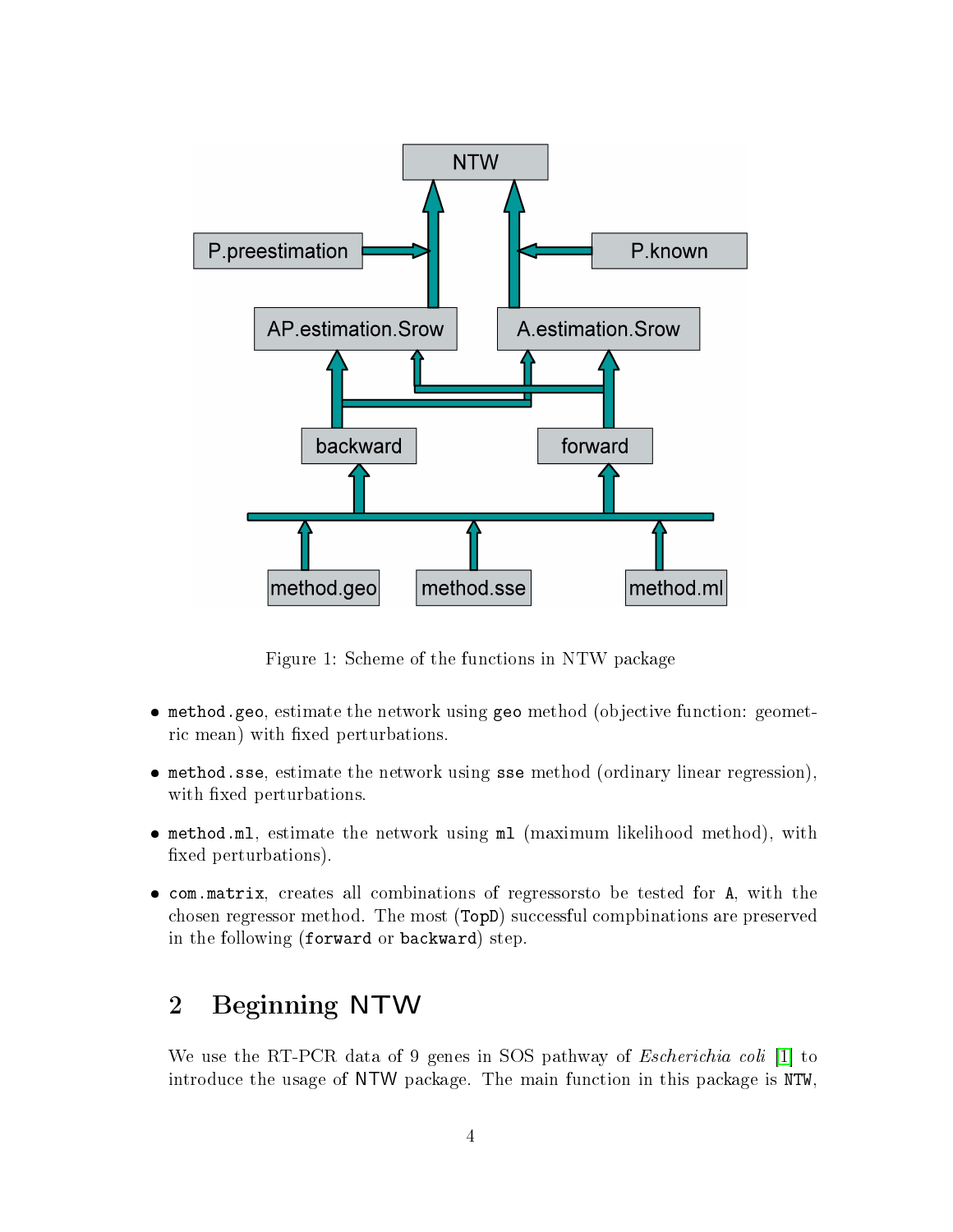Figure 1: Scheme of the functions in NTW package

- `method.geo`, estimate the network using `geo` method (objective function: geometric mean) with fixed perturbations.
- `method.sse`, estimate the network using `sse` method (ordinary linear regression), with fixed perturbations.
- `method.ml`, estimate the network using `ml` (maximum likelihood method), with fixed perturbations).
- `com.matrix`, creates all combinations of regressorsto be tested for `A`, with the chosen regressor method. The most (`TopD`) successful compbinations are preserved in the following (`forward` or `backward`) step.

## 2 Beginning NTW

We use the RT-PCR data of 9 genes in SOS pathway of *Escherichia coli* [1] to introduce the usage of NTW package. The main function in this package is `NTW`,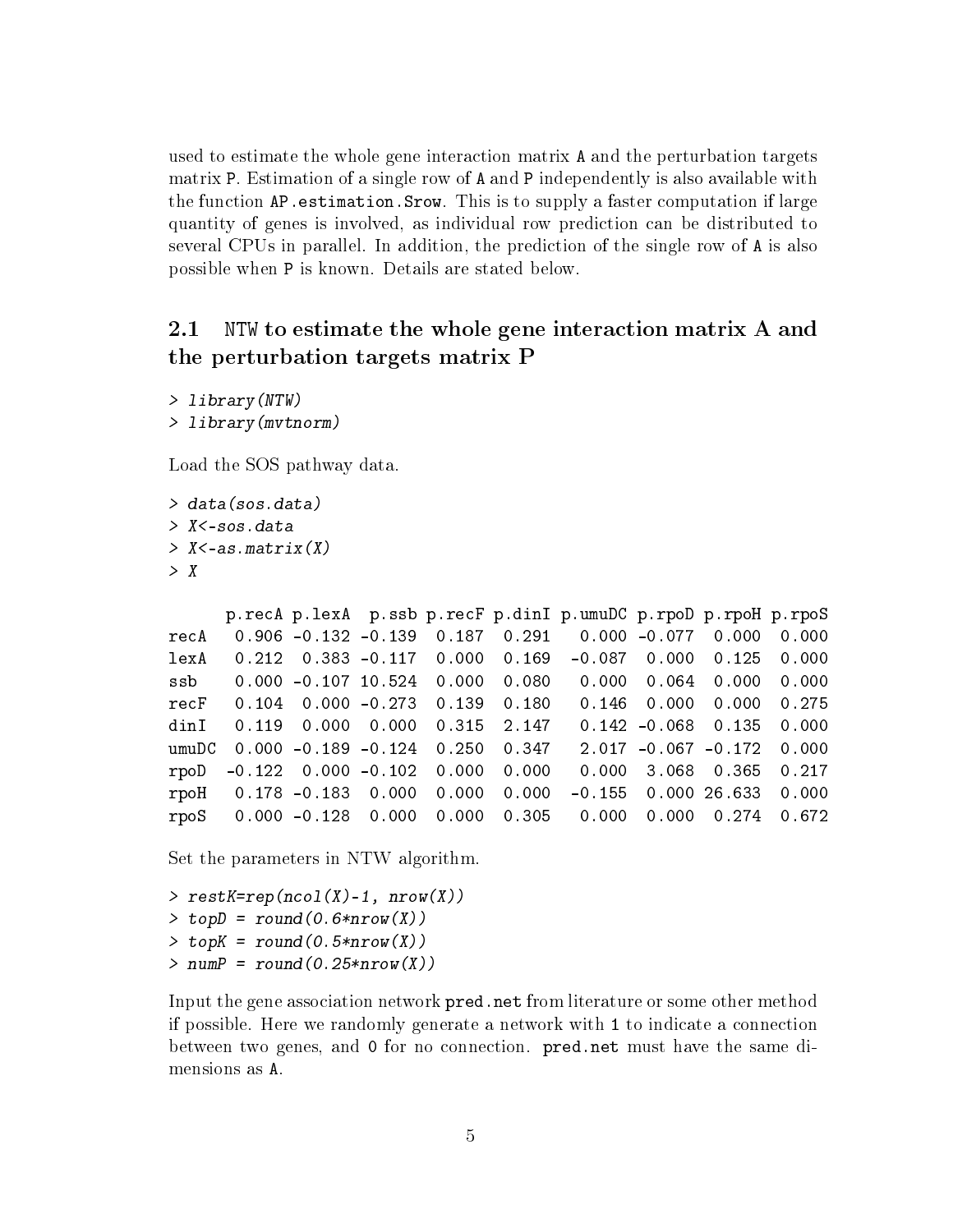used to estimate the whole gene interaction matrix `A` and the perturbation targets matrix `P`. Estimation of a single row of `A` and `P` independently is also available with the function `AP.estimation.Srow`. This is to supply a faster computation if large quantity of genes is involved, as individual row prediction can be distributed to several CPUs in parallel. In addition, the prediction of the single row of `A` is also possible when `P` is known. Details are stated below.

## 2.1 `NTW` to estimate the whole gene interaction matrix A and the perturbation targets matrix P

```
> library(NTW)
> library(mvtnorm)
```

Load the SOS pathway data.

```
> data(sos.data)
> X<-sos.data
> X<-as.matrix(X)
> X

      p.recA p.lexA  p.ssb p.recF p.dinI p.umuDC p.rpoD p.rpoH p.rpoS
recA   0.906 -0.132 -0.139  0.187  0.291   0.000 -0.077  0.000  0.000
lexA   0.212  0.383 -0.117  0.000  0.169  -0.087  0.000  0.125  0.000
ssb    0.000 -0.107 10.524  0.000  0.080   0.000  0.064  0.000  0.000
recF   0.104  0.000 -0.273  0.139  0.180   0.146  0.000  0.000  0.275
dinI   0.119  0.000  0.000  0.315  2.147   0.142 -0.068  0.135  0.000
umuDC  0.000 -0.189 -0.124  0.250  0.347   2.017 -0.067 -0.172  0.000
rpoD  -0.122  0.000 -0.102  0.000  0.000   0.000  3.068  0.365  0.217
rpoH   0.178 -0.183  0.000  0.000  0.000  -0.155  0.000 26.633  0.000
rpoS   0.000 -0.128  0.000  0.000  0.305   0.000  0.000  0.274  0.672
```

Set the parameters in NTW algorithm.

```
> restK=rep(ncol(X)-1, nrow(X))
> topD = round(0.6*nrow(X))
> topK = round(0.5*nrow(X))
> numP = round(0.25*nrow(X))
```

Input the gene association network `pred.net` from literature or some other method if possible. Here we randomly generate a network with `1` to indicate a connection between two genes, and `0` for no connection. `pred.net` must have the same dimensions as `A`.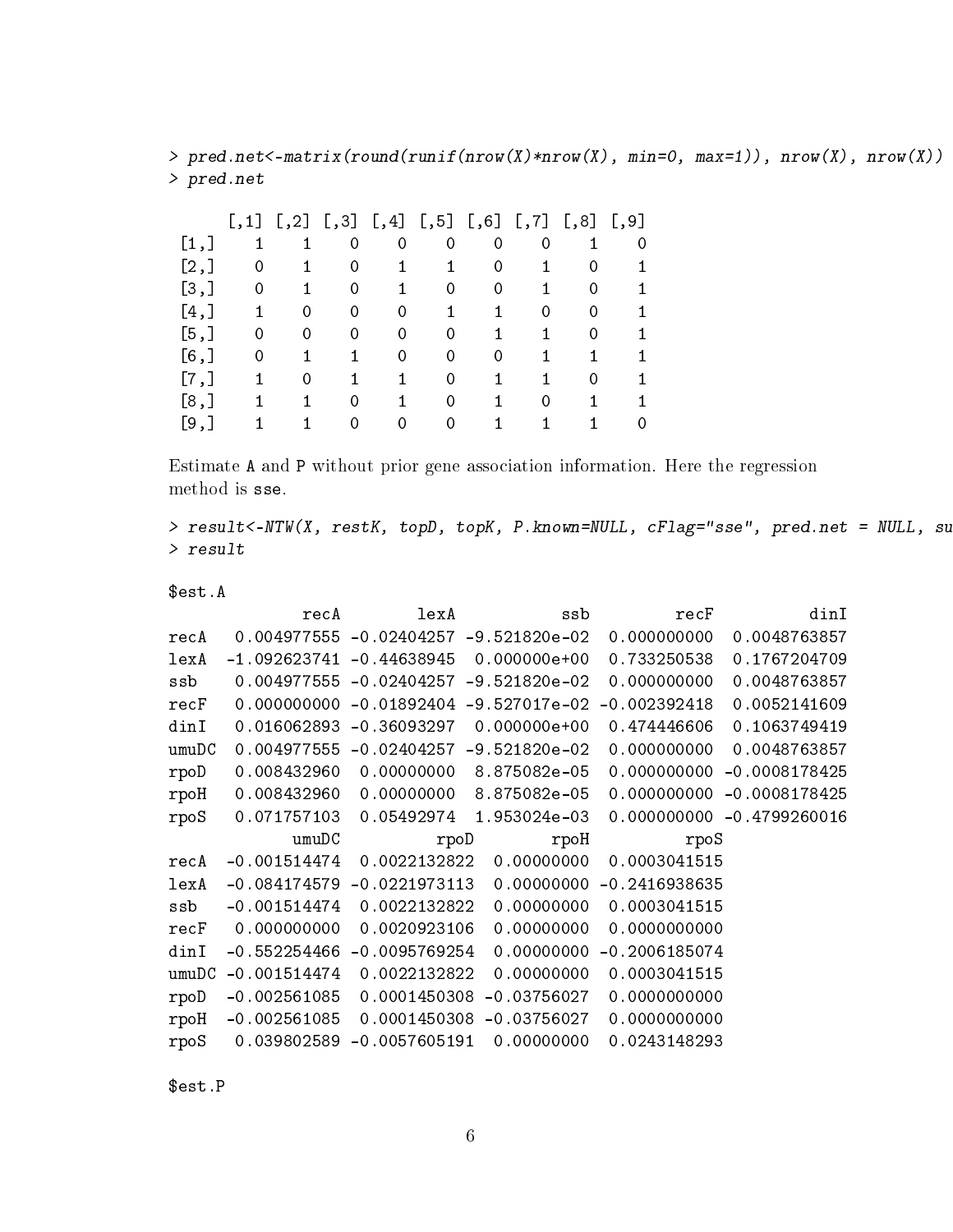```
> pred.net<-matrix(round(runif(nrow(X)*nrow(X), min=0, max=1)), nrow(X), nrow(X))
> pred.net

      [,1] [,2] [,3] [,4] [,5] [,6] [,7] [,8] [,9]
 [1,]    1    1    0    0    0    0    0    1    0
 [2,]    0    1    0    1    1    0    1    0    1
 [3,]    0    1    0    1    0    0    1    0    1
 [4,]    1    0    0    0    1    1    0    0    1
 [5,]    0    0    0    0    0    1    1    0    1
 [6,]    0    1    1    0    0    0    1    1    1
 [7,]    1    0    1    1    0    1    1    0    1
 [8,]    1    1    0    1    0    1    0    1    1
 [9,]    1    1    0    0    0    1    1    1    0
```

Estimate A and P without prior gene association information. Here the regression method is sse.

```
> result<-NTW(X, restK, topD, topK, P.known=NULL, cFlag="sse", pred.net = NULL, su
> result

$est.A
              recA        lexA           ssb         recF          dinI
recA   0.004977555 -0.02404257 -9.521820e-02  0.000000000  0.0048763857
lexA  -1.092623741 -0.44638945  0.000000e+00  0.733250538  0.1767204709
ssb    0.004977555 -0.02404257 -9.521820e-02  0.000000000  0.0048763857
recF   0.000000000 -0.01892404 -9.527017e-02 -0.002392418  0.0052141609
dinI   0.016062893 -0.36093297  0.000000e+00  0.474446606  0.1063749419
umuDC  0.004977555 -0.02404257 -9.521820e-02  0.000000000  0.0048763857
rpoD   0.008432960  0.00000000  8.875082e-05  0.000000000 -0.0008178425
rpoH   0.008432960  0.00000000  8.875082e-05  0.000000000 -0.0008178425
rpoS   0.071757103  0.05492974  1.953024e-03  0.000000000 -0.4799260016
             umuDC          rpoD        rpoH          rpoS
recA  -0.001514474  0.0022132822  0.00000000  0.0003041515
lexA  -0.084174579 -0.0221973113  0.00000000 -0.2416938635
ssb   -0.001514474  0.0022132822  0.00000000  0.0003041515
recF   0.000000000  0.0020923106  0.00000000  0.0000000000
dinI  -0.552254466 -0.0095769254  0.00000000 -0.2006185074
umuDC -0.001514474  0.0022132822  0.00000000  0.0003041515
rpoD  -0.002561085  0.0001450308 -0.03756027  0.0000000000
rpoH  -0.002561085  0.0001450308 -0.03756027  0.0000000000
rpoS   0.039802589 -0.0057605191  0.00000000  0.0243148293

$est.P
```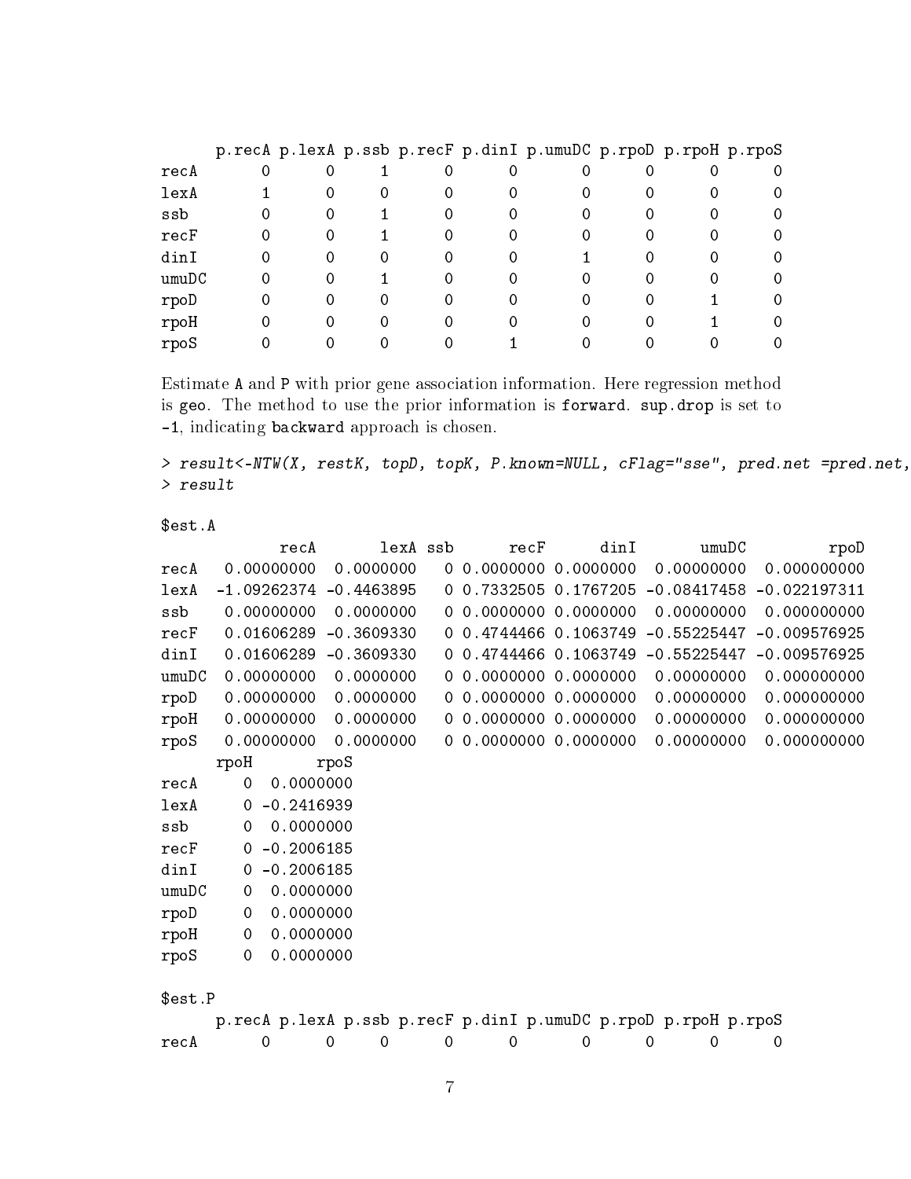```
      p.recA p.lexA p.ssb p.recF p.dinI p.umuDC p.rpoD p.rpoH p.rpoS
recA       0      0     1      0      0       0      0      0      0
lexA       1      0     0      0      0       0      0      0      0
ssb        0      0     1      0      0       0      0      0      0
recF       0      0     1      0      0       0      0      0      0
dinI       0      0     0      0      0       1      0      0      0
umuDC      0      0     1      0      0       0      0      0      0
rpoD       0      0     0      0      0       0      0      1      0
rpoH       0      0     0      0      0       0      0      1      0
rpoS       0      0     0      0      1       0      0      0      0
```

Estimate A and P with prior gene association information. Here regression method is geo. The method to use the prior information is forward. sup.drop is set to -1, indicating backward approach is chosen.

```
> result<-NTW(X, restK, topD, topK, P.known=NULL, cFlag="sse", pred.net =pred.net,
> result

$est.A
             recA       lexA ssb      recF      dinI       umuDC         rpoD
recA   0.00000000  0.0000000   0 0.0000000 0.0000000  0.00000000  0.000000000
lexA  -1.09262374 -0.4463895   0 0.7332505 0.1767205 -0.08417458 -0.022197311
ssb    0.00000000  0.0000000   0 0.0000000 0.0000000  0.00000000  0.000000000
recF   0.01606289 -0.3609330   0 0.4744466 0.1063749 -0.55225447 -0.009576925
dinI   0.01606289 -0.3609330   0 0.4744466 0.1063749 -0.55225447 -0.009576925
umuDC  0.00000000  0.0000000   0 0.0000000 0.0000000  0.00000000  0.000000000
rpoD   0.00000000  0.0000000   0 0.0000000 0.0000000  0.00000000  0.000000000
rpoH   0.00000000  0.0000000   0 0.0000000 0.0000000  0.00000000  0.000000000
rpoS   0.00000000  0.0000000   0 0.0000000 0.0000000  0.00000000  0.000000000
      rpoH       rpoS
recA     0  0.0000000
lexA     0 -0.2416939
ssb      0  0.0000000
recF     0 -0.2006185
dinI     0 -0.2006185
umuDC    0  0.0000000
rpoD     0  0.0000000
rpoH     0  0.0000000
rpoS     0  0.0000000

$est.P
      p.recA p.lexA p.ssb p.recF p.dinI p.umuDC p.rpoD p.rpoH p.rpoS
recA       0      0     0      0      0       0      0      0      0
```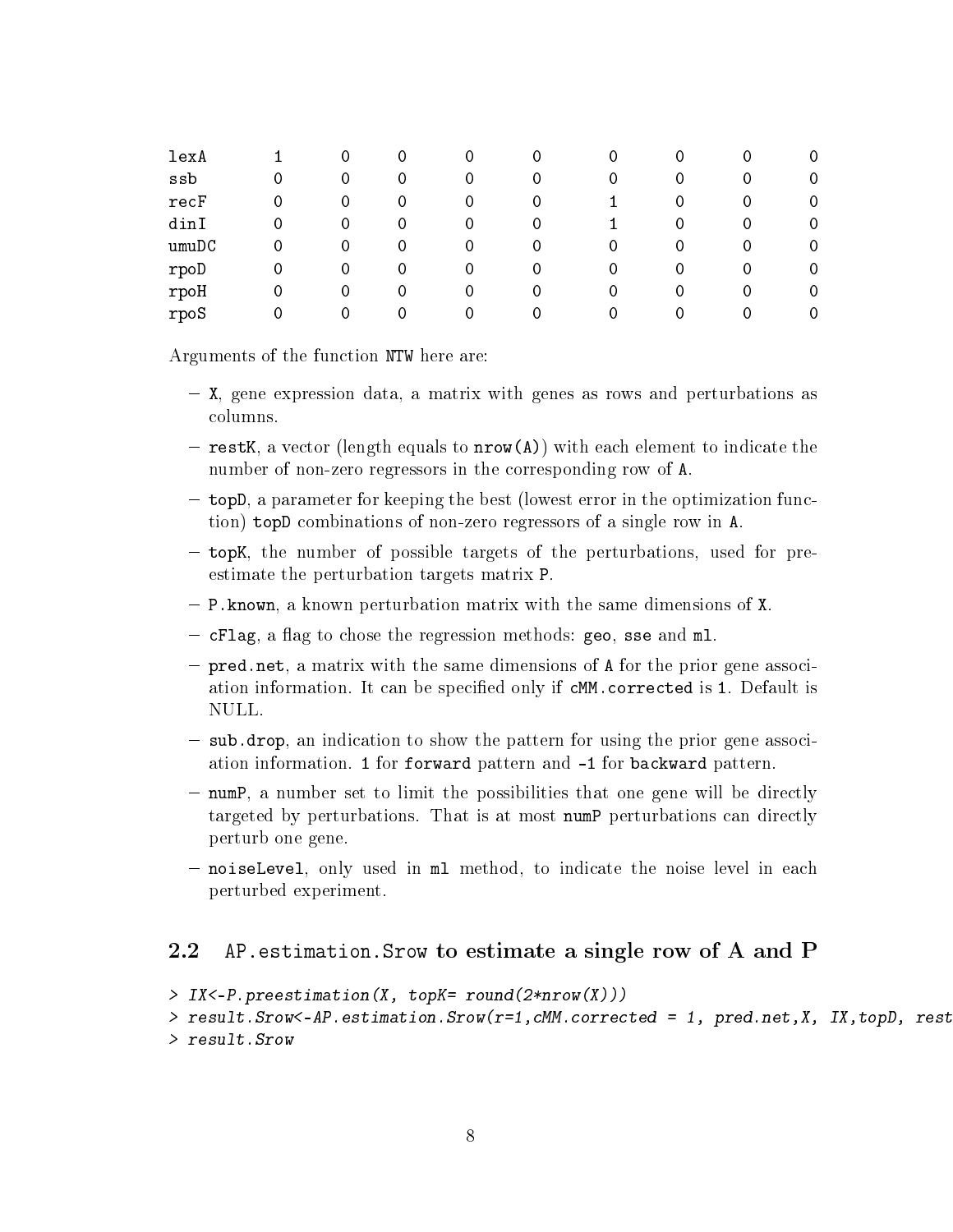```
lexA     1    0    0    0    0    0    0    0    0
ssb      0    0    0    0    0    0    0    0    0
recF     0    0    0    0    0    1    0    0    0
dinI     0    0    0    0    0    1    0    0    0
umuDC    0    0    0    0    0    0    0    0    0
rpoD     0    0    0    0    0    0    0    0    0
rpoH     0    0    0    0    0    0    0    0    0
rpoS     0    0    0    0    0    0    0    0    0
```

Arguments of the function `NTW` here are:

- `X`, gene expression data, a matrix with genes as rows and perturbations as columns.
- `restK`, a vector (length equals to `nrow(A)`) with each element to indicate the number of non-zero regressors in the corresponding row of `A`.
- `topD`, a parameter for keeping the best (lowest error in the optimization function) `topD` combinations of non-zero regressors of a single row in `A`.
- `topK`, the number of possible targets of the perturbations, used for pre-estimate the perturbation targets matrix `P`.
- `P.known`, a known perturbation matrix with the same dimensions of `X`.
- `cFlag`, a flag to chose the regression methods: `geo`, `sse` and `ml`.
- `pred.net`, a matrix with the same dimensions of `A` for the prior gene association information. It can be specified only if `cMM.corrected` is `1`. Default is NULL.
- `sub.drop`, an indication to show the pattern for using the prior gene association information. `1` for `forward` pattern and `-1` for `backward` pattern.
- `numP`, a number set to limit the possibilities that one gene will be directly targeted by perturbations. That is at most `numP` perturbations can directly perturb one gene.
- `noiseLevel`, only used in `ml` method, to indicate the noise level in each perturbed experiment.

## 2.2 `AP.estimation.Srow` to estimate a single row of A and P

```
> IX<-P.preestimation(X, topK= round(2*nrow(X)))
> result.Srow<-AP.estimation.Srow(r=1,cMM.corrected = 1, pred.net,X, IX,topD, rest
> result.Srow
```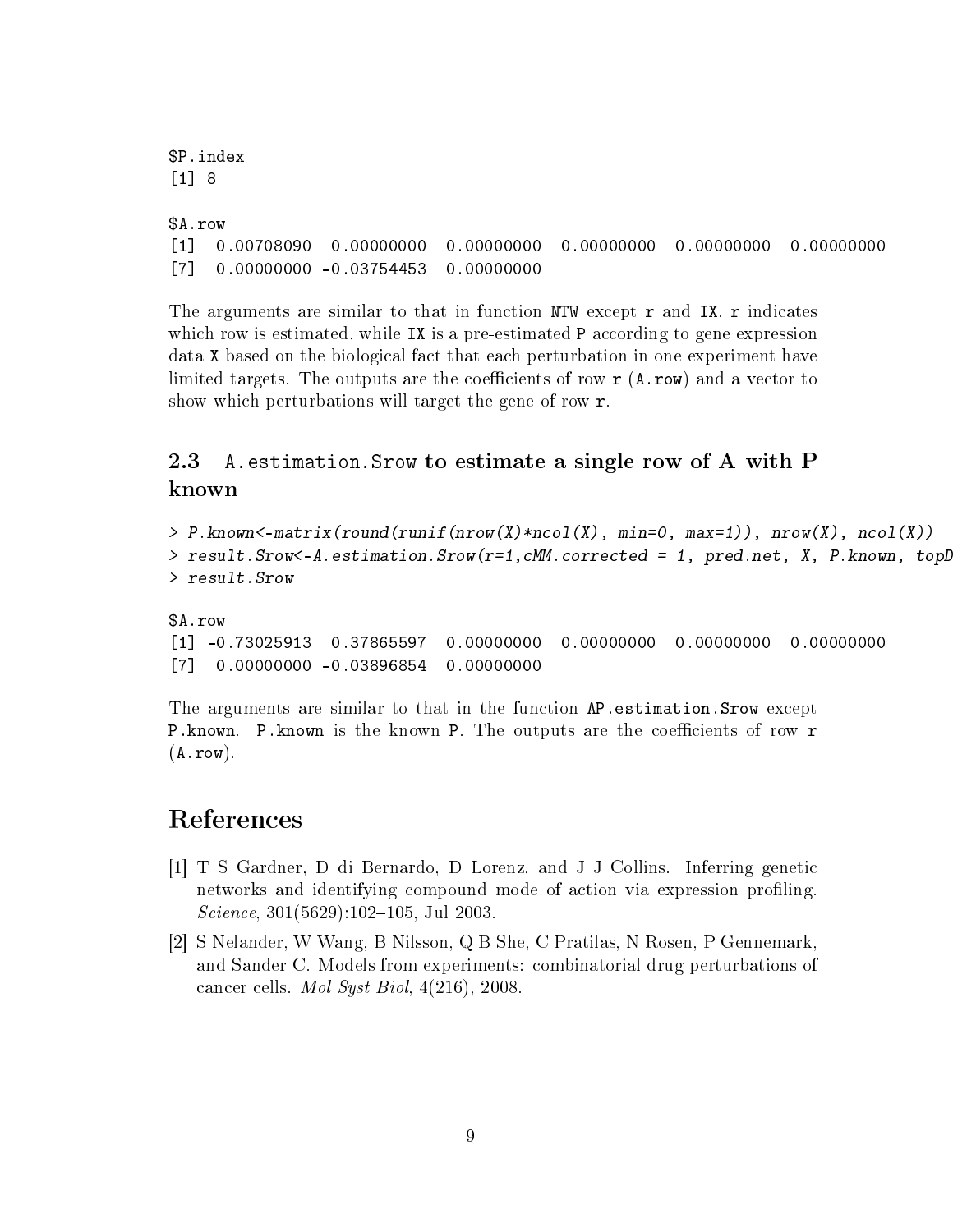```
$P.index
[1] 8

$A.row
[1]  0.00708090  0.00000000  0.00000000  0.00000000  0.00000000  0.00000000
[7]  0.00000000 -0.03754453  0.00000000
```

The arguments are similar to that in function `NTW` except `r` and `IX`. `r` indicates which row is estimated, while `IX` is a pre-estimated `P` according to gene expression data `X` based on the biological fact that each perturbation in one experiment have limited targets. The outputs are the coefficients of row `r` (`A.row`) and a vector to show which perturbations will target the gene of row `r`.

## 2.3 `A.estimation.Srow` to estimate a single row of A with P known

```
> P.known<-matrix(round(runif(nrow(X)*ncol(X), min=0, max=1)), nrow(X), ncol(X))
> result.Srow<-A.estimation.Srow(r=1,cMM.corrected = 1, pred.net, X, P.known, topD
> result.Srow

$A.row
[1] -0.73025913  0.37865597  0.00000000  0.00000000  0.00000000  0.00000000
[7]  0.00000000 -0.03896854  0.00000000
```

The arguments are similar to that in the function `AP.estimation.Srow` except `P.known`. `P.known` is the known `P`. The outputs are the coefficients of row `r` (`A.row`).

# References

[1] T S Gardner, D di Bernardo, D Lorenz, and J J Collins. Inferring genetic networks and identifying compound mode of action via expression profiling. *Science*, 301(5629):102–105, Jul 2003.

[2] S Nelander, W Wang, B Nilsson, Q B She, C Pratilas, N Rosen, P Gennemark, and Sander C. Models from experiments: combinatorial drug perturbations of cancer cells. *Mol Syst Biol*, 4(216), 2008.